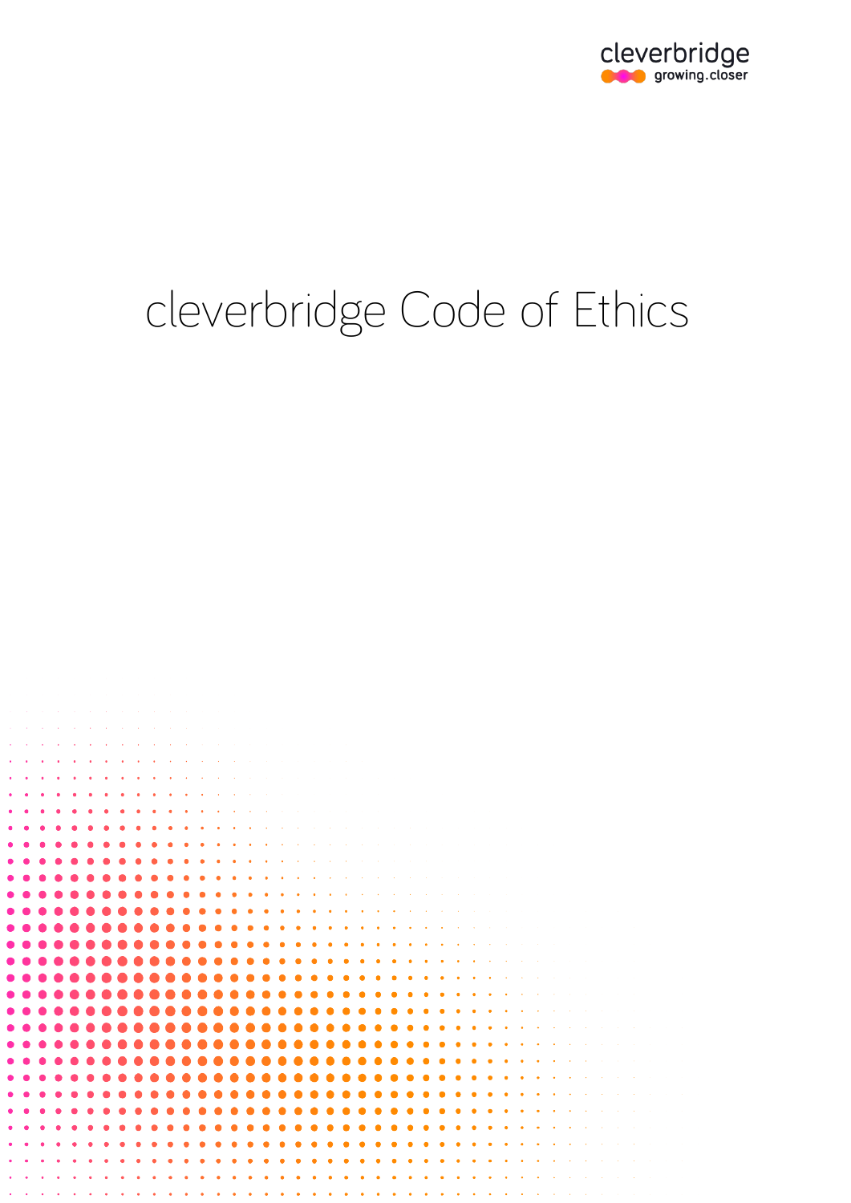cleverbridge

growing.closer

# cleverbridge Code of Ethics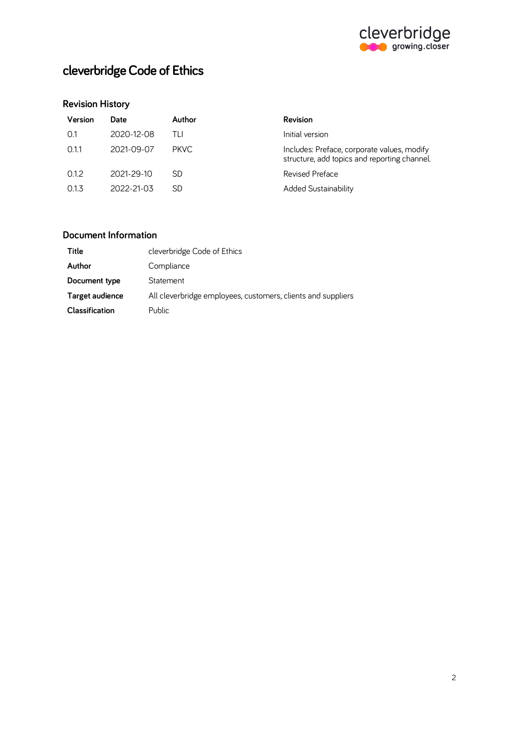# cleverbridge Code of Ethics

## Revision History

| Version | Date | Author | Revision |
|---|---|---|---|
| 0.1 | 2020-12-08 | TLI | Initial version |
| 0.1.1 | 2021-09-07 | PKVC | Includes: Preface, corporate values, modify structure, add topics and reporting channel. |
| 0.1.2 | 2021-29-10 | SD | Revised Preface |
| 0.1.3 | 2022-21-03 | SD | Added Sustainability |

## Document Information

| | |
|---|---|
| **Title** | cleverbridge Code of Ethics |
| **Author** | Compliance |
| **Document type** | Statement |
| **Target audience** | All cleverbridge employees, customers, clients and suppliers |
| **Classification** | Public |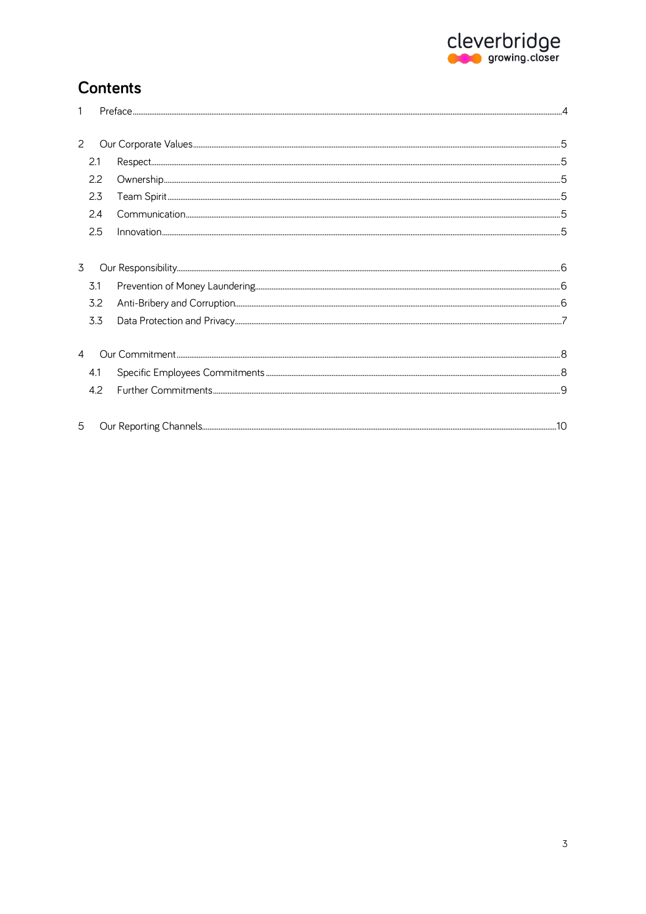# Contents

1 Preface ... 4

2 Our Corporate Values ... 5

- 2.1 Respect ... 5
- 2.2 Ownership ... 5
- 2.3 Team Spirit ... 5
- 2.4 Communication ... 5
- 2.5 Innovation ... 5

3 Our Responsibility ... 6

- 3.1 Prevention of Money Laundering ... 6
- 3.2 Anti-Bribery and Corruption ... 6
- 3.3 Data Protection and Privacy ... 7

4 Our Commitment ... 8

- 4.1 Specific Employees Commitments ... 8
- 4.2 Further Commitments ... 9

5 Our Reporting Channels ... 10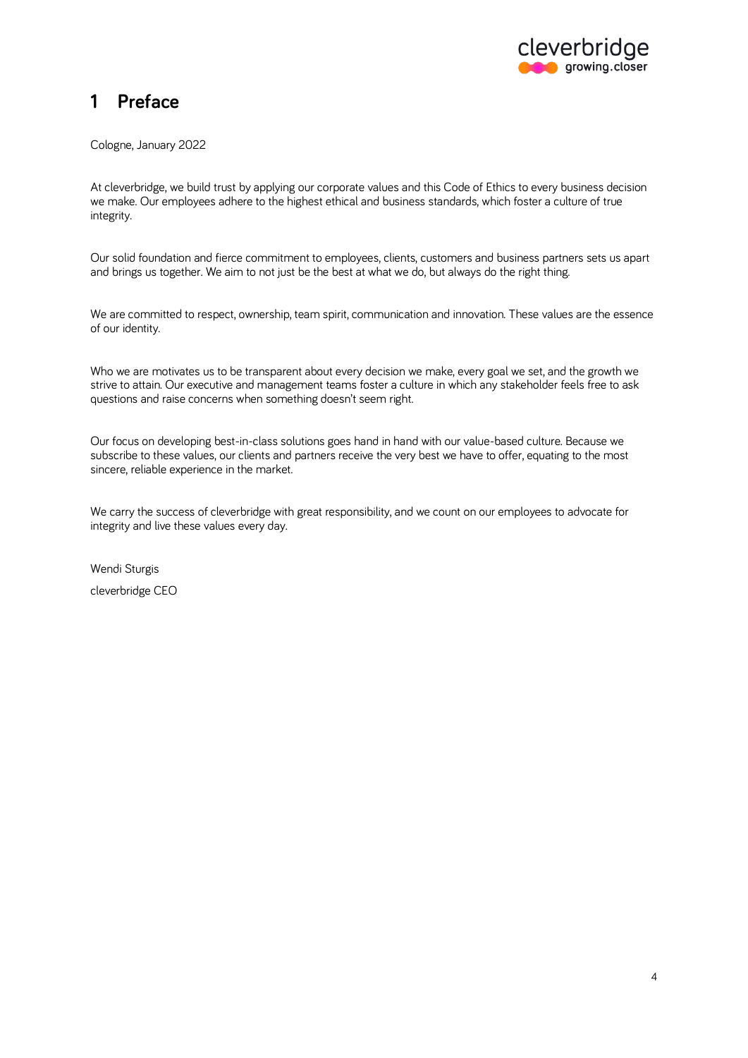# 1 Preface

Cologne, January 2022

At cleverbridge, we build trust by applying our corporate values and this Code of Ethics to every business decision we make. Our employees adhere to the highest ethical and business standards, which foster a culture of true integrity.

Our solid foundation and fierce commitment to employees, clients, customers and business partners sets us apart and brings us together. We aim to not just be the best at what we do, but always do the right thing.

We are committed to respect, ownership, team spirit, communication and innovation. These values are the essence of our identity.

Who we are motivates us to be transparent about every decision we make, every goal we set, and the growth we strive to attain. Our executive and management teams foster a culture in which any stakeholder feels free to ask questions and raise concerns when something doesn't seem right.

Our focus on developing best-in-class solutions goes hand in hand with our value-based culture. Because we subscribe to these values, our clients and partners receive the very best we have to offer, equating to the most sincere, reliable experience in the market.

We carry the success of cleverbridge with great responsibility, and we count on our employees to advocate for integrity and live these values every day.

Wendi Sturgis

cleverbridge CEO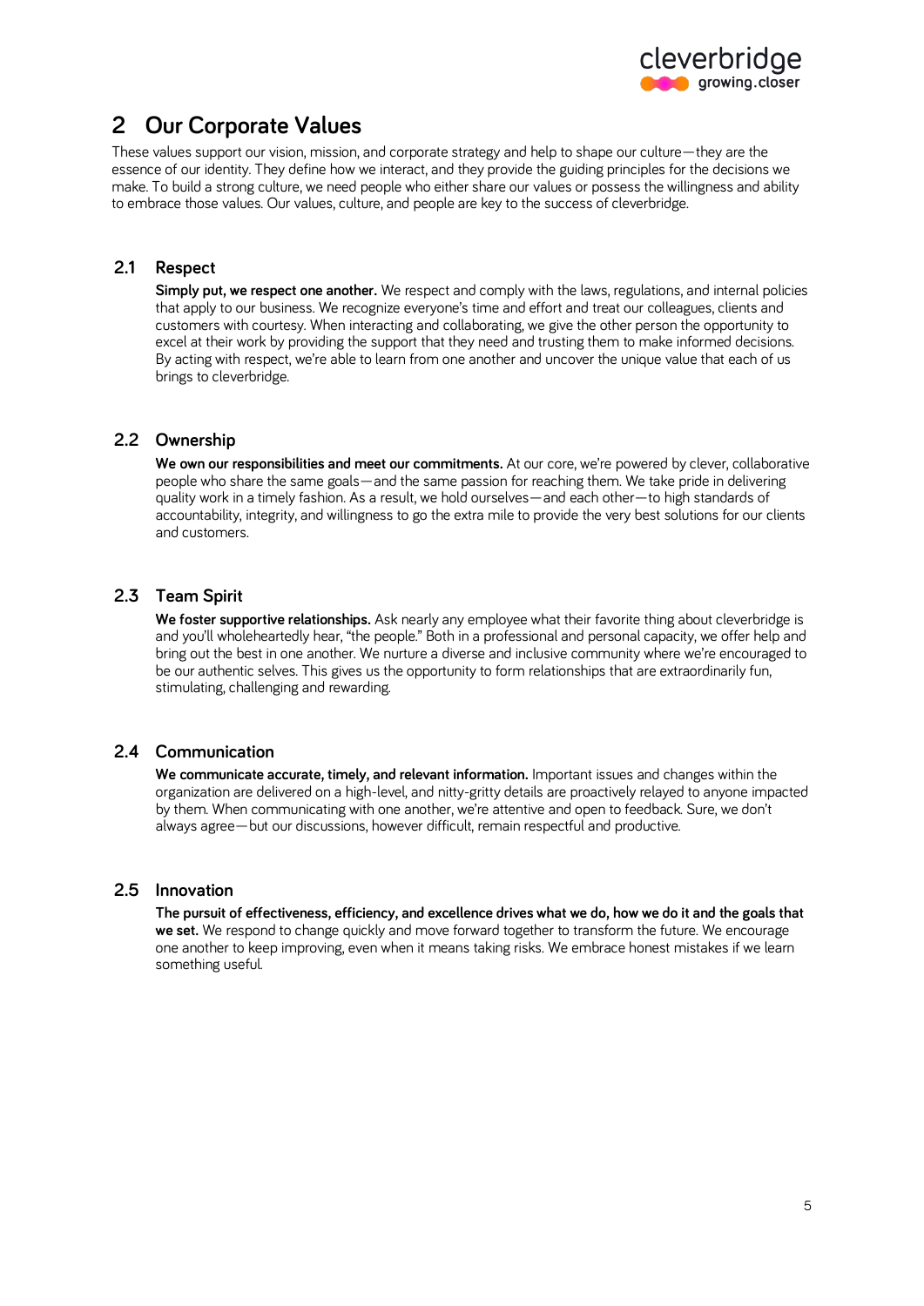# 2 Our Corporate Values

These values support our vision, mission, and corporate strategy and help to shape our culture—they are the essence of our identity. They define how we interact, and they provide the guiding principles for the decisions we make. To build a strong culture, we need people who either share our values or possess the willingness and ability to embrace those values. Our values, culture, and people are key to the success of cleverbridge.

## 2.1 Respect

**Simply put, we respect one another.** We respect and comply with the laws, regulations, and internal policies that apply to our business. We recognize everyone's time and effort and treat our colleagues, clients and customers with courtesy. When interacting and collaborating, we give the other person the opportunity to excel at their work by providing the support that they need and trusting them to make informed decisions. By acting with respect, we're able to learn from one another and uncover the unique value that each of us brings to cleverbridge.

## 2.2 Ownership

**We own our responsibilities and meet our commitments.** At our core, we're powered by clever, collaborative people who share the same goals—and the same passion for reaching them. We take pride in delivering quality work in a timely fashion. As a result, we hold ourselves—and each other—to high standards of accountability, integrity, and willingness to go the extra mile to provide the very best solutions for our clients and customers.

## 2.3 Team Spirit

**We foster supportive relationships.** Ask nearly any employee what their favorite thing about cleverbridge is and you'll wholeheartedly hear, "the people." Both in a professional and personal capacity, we offer help and bring out the best in one another. We nurture a diverse and inclusive community where we're encouraged to be our authentic selves. This gives us the opportunity to form relationships that are extraordinarily fun, stimulating, challenging and rewarding.

## 2.4 Communication

**We communicate accurate, timely, and relevant information.** Important issues and changes within the organization are delivered on a high-level, and nitty-gritty details are proactively relayed to anyone impacted by them. When communicating with one another, we're attentive and open to feedback. Sure, we don't always agree—but our discussions, however difficult, remain respectful and productive.

## 2.5 Innovation

**The pursuit of effectiveness, efficiency, and excellence drives what we do, how we do it and the goals that we set.** We respond to change quickly and move forward together to transform the future. We encourage one another to keep improving, even when it means taking risks. We embrace honest mistakes if we learn something useful.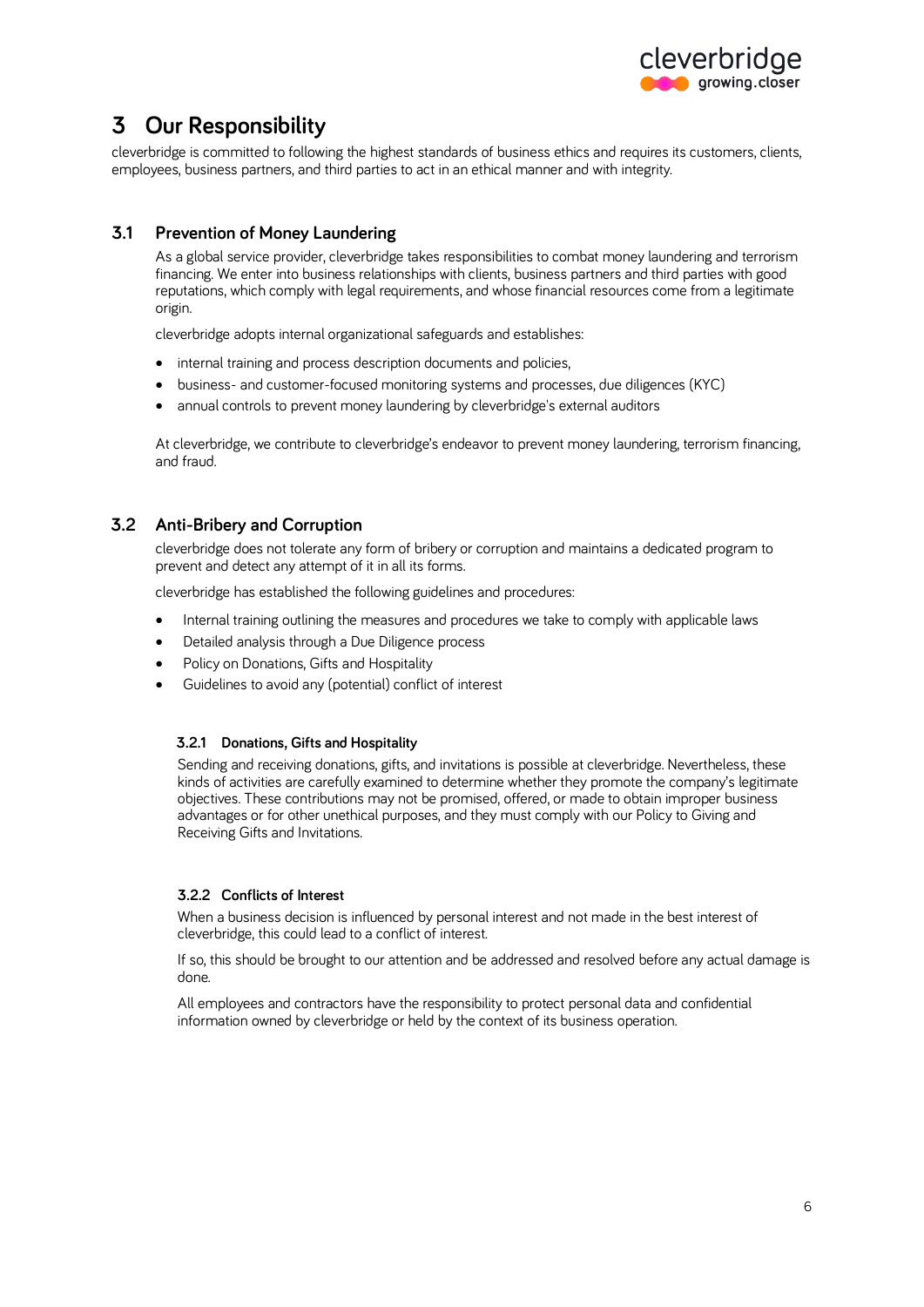# 3 Our Responsibility

cleverbridge is committed to following the highest standards of business ethics and requires its customers, clients, employees, business partners, and third parties to act in an ethical manner and with integrity.

## 3.1 Prevention of Money Laundering

As a global service provider, cleverbridge takes responsibilities to combat money laundering and terrorism financing. We enter into business relationships with clients, business partners and third parties with good reputations, which comply with legal requirements, and whose financial resources come from a legitimate origin.

cleverbridge adopts internal organizational safeguards and establishes:

- internal training and process description documents and policies,
- business- and customer-focused monitoring systems and processes, due diligences (KYC)
- annual controls to prevent money laundering by cleverbridge's external auditors

At cleverbridge, we contribute to cleverbridge's endeavor to prevent money laundering, terrorism financing, and fraud.

## 3.2 Anti-Bribery and Corruption

cleverbridge does not tolerate any form of bribery or corruption and maintains a dedicated program to prevent and detect any attempt of it in all its forms.

cleverbridge has established the following guidelines and procedures:

- Internal training outlining the measures and procedures we take to comply with applicable laws
- Detailed analysis through a Due Diligence process
- Policy on Donations, Gifts and Hospitality
- Guidelines to avoid any (potential) conflict of interest

### 3.2.1 Donations, Gifts and Hospitality

Sending and receiving donations, gifts, and invitations is possible at cleverbridge. Nevertheless, these kinds of activities are carefully examined to determine whether they promote the company's legitimate objectives. These contributions may not be promised, offered, or made to obtain improper business advantages or for other unethical purposes, and they must comply with our Policy to Giving and Receiving Gifts and Invitations.

### 3.2.2 Conflicts of Interest

When a business decision is influenced by personal interest and not made in the best interest of cleverbridge, this could lead to a conflict of interest.

If so, this should be brought to our attention and be addressed and resolved before any actual damage is done.

All employees and contractors have the responsibility to protect personal data and confidential information owned by cleverbridge or held by the context of its business operation.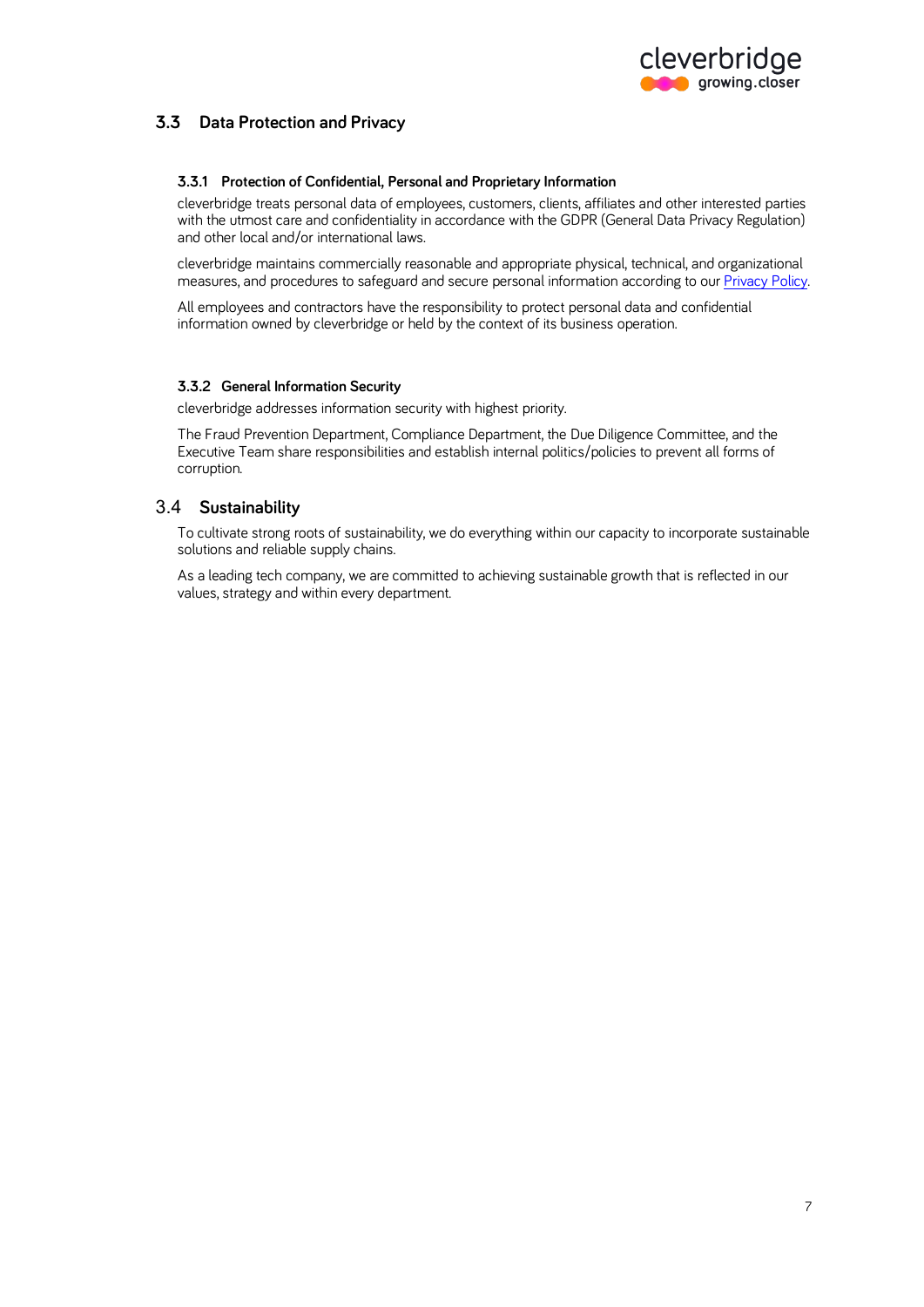## 3.3 Data Protection and Privacy

### 3.3.1 Protection of Confidential, Personal and Proprietary Information

cleverbridge treats personal data of employees, customers, clients, affiliates and other interested parties with the utmost care and confidentiality in accordance with the GDPR (General Data Privacy Regulation) and other local and/or international laws.

cleverbridge maintains commercially reasonable and appropriate physical, technical, and organizational measures, and procedures to safeguard and secure personal information according to our Privacy Policy.

All employees and contractors have the responsibility to protect personal data and confidential information owned by cleverbridge or held by the context of its business operation.

### 3.3.2 General Information Security

cleverbridge addresses information security with highest priority.

The Fraud Prevention Department, Compliance Department, the Due Diligence Committee, and the Executive Team share responsibilities and establish internal politics/policies to prevent all forms of corruption.

## 3.4 Sustainability

To cultivate strong roots of sustainability, we do everything within our capacity to incorporate sustainable solutions and reliable supply chains.

As a leading tech company, we are committed to achieving sustainable growth that is reflected in our values, strategy and within every department.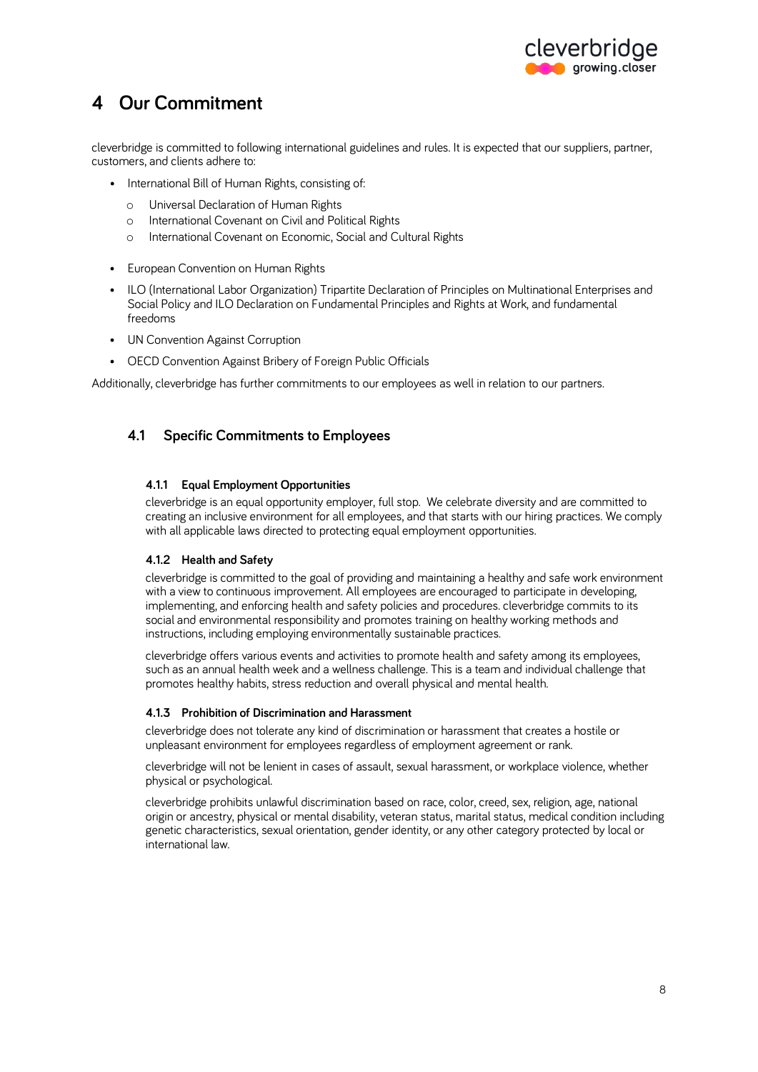# 4 Our Commitment

cleverbridge is committed to following international guidelines and rules. It is expected that our suppliers, partner, customers, and clients adhere to:

- International Bill of Human Rights, consisting of:
  - Universal Declaration of Human Rights
  - International Covenant on Civil and Political Rights
  - International Covenant on Economic, Social and Cultural Rights
- European Convention on Human Rights
- ILO (International Labor Organization) Tripartite Declaration of Principles on Multinational Enterprises and Social Policy and ILO Declaration on Fundamental Principles and Rights at Work, and fundamental freedoms
- UN Convention Against Corruption
- OECD Convention Against Bribery of Foreign Public Officials

Additionally, cleverbridge has further commitments to our employees as well in relation to our partners.

## 4.1 Specific Commitments to Employees

### 4.1.1 Equal Employment Opportunities

cleverbridge is an equal opportunity employer, full stop. We celebrate diversity and are committed to creating an inclusive environment for all employees, and that starts with our hiring practices. We comply with all applicable laws directed to protecting equal employment opportunities.

### 4.1.2 Health and Safety

cleverbridge is committed to the goal of providing and maintaining a healthy and safe work environment with a view to continuous improvement. All employees are encouraged to participate in developing, implementing, and enforcing health and safety policies and procedures. cleverbridge commits to its social and environmental responsibility and promotes training on healthy working methods and instructions, including employing environmentally sustainable practices.

cleverbridge offers various events and activities to promote health and safety among its employees, such as an annual health week and a wellness challenge. This is a team and individual challenge that promotes healthy habits, stress reduction and overall physical and mental health.

### 4.1.3 Prohibition of Discrimination and Harassment

cleverbridge does not tolerate any kind of discrimination or harassment that creates a hostile or unpleasant environment for employees regardless of employment agreement or rank.

cleverbridge will not be lenient in cases of assault, sexual harassment, or workplace violence, whether physical or psychological.

cleverbridge prohibits unlawful discrimination based on race, color, creed, sex, religion, age, national origin or ancestry, physical or mental disability, veteran status, marital status, medical condition including genetic characteristics, sexual orientation, gender identity, or any other category protected by local or international law.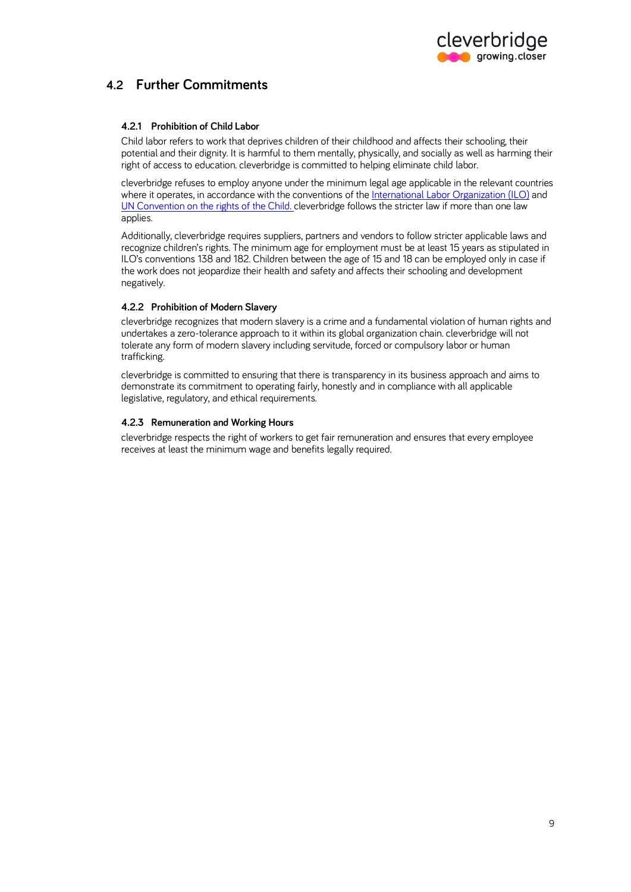## 4.2 Further Commitments

### 4.2.1 Prohibition of Child Labor

Child labor refers to work that deprives children of their childhood and affects their schooling, their potential and their dignity. It is harmful to them mentally, physically, and socially as well as harming their right of access to education. cleverbridge is committed to helping eliminate child labor.

cleverbridge refuses to employ anyone under the minimum legal age applicable in the relevant countries where it operates, in accordance with the conventions of the International Labor Organization (ILO) and UN Convention on the rights of the Child. cleverbridge follows the stricter law if more than one law applies.

Additionally, cleverbridge requires suppliers, partners and vendors to follow stricter applicable laws and recognize children's rights. The minimum age for employment must be at least 15 years as stipulated in ILO's conventions 138 and 182. Children between the age of 15 and 18 can be employed only in case if the work does not jeopardize their health and safety and affects their schooling and development negatively.

### 4.2.2 Prohibition of Modern Slavery

cleverbridge recognizes that modern slavery is a crime and a fundamental violation of human rights and undertakes a zero-tolerance approach to it within its global organization chain. cleverbridge will not tolerate any form of modern slavery including servitude, forced or compulsory labor or human trafficking.

cleverbridge is committed to ensuring that there is transparency in its business approach and aims to demonstrate its commitment to operating fairly, honestly and in compliance with all applicable legislative, regulatory, and ethical requirements.

### 4.2.3 Remuneration and Working Hours

cleverbridge respects the right of workers to get fair remuneration and ensures that every employee receives at least the minimum wage and benefits legally required.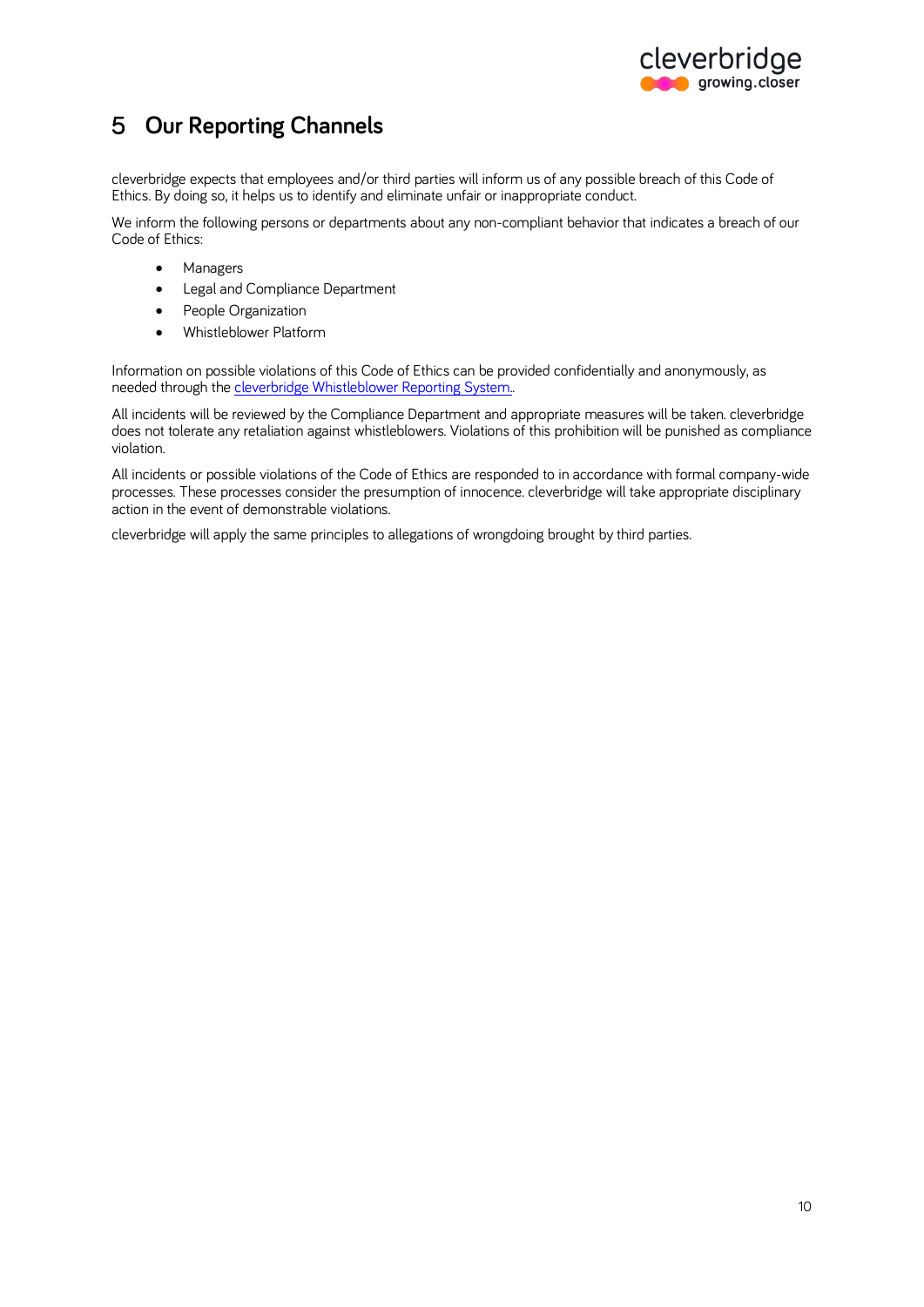# 5 Our Reporting Channels

cleverbridge expects that employees and/or third parties will inform us of any possible breach of this Code of Ethics. By doing so, it helps us to identify and eliminate unfair or inappropriate conduct.

We inform the following persons or departments about any non-compliant behavior that indicates a breach of our Code of Ethics:

- Managers
- Legal and Compliance Department
- People Organization
- Whistleblower Platform

Information on possible violations of this Code of Ethics can be provided confidentially and anonymously, as needed through the cleverbridge Whistleblower Reporting System..

All incidents will be reviewed by the Compliance Department and appropriate measures will be taken. cleverbridge does not tolerate any retaliation against whistleblowers. Violations of this prohibition will be punished as compliance violation.

All incidents or possible violations of the Code of Ethics are responded to in accordance with formal company-wide processes. These processes consider the presumption of innocence. cleverbridge will take appropriate disciplinary action in the event of demonstrable violations.

cleverbridge will apply the same principles to allegations of wrongdoing brought by third parties.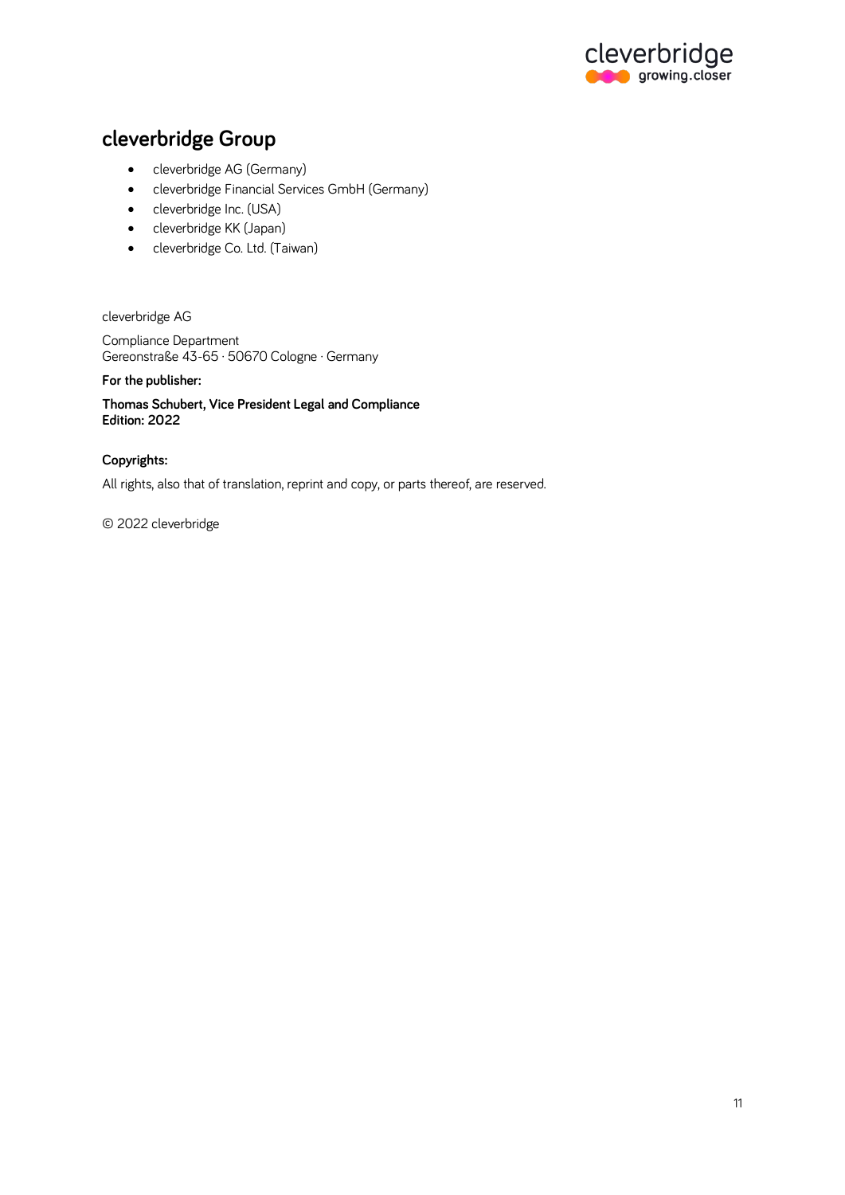## cleverbridge Group

- cleverbridge AG (Germany)
- cleverbridge Financial Services GmbH (Germany)
- cleverbridge Inc. (USA)
- cleverbridge KK (Japan)
- cleverbridge Co. Ltd. (Taiwan)

cleverbridge AG

Compliance Department
Gereonstraße 43-65 · 50670 Cologne · Germany

**For the publisher:**

**Thomas Schubert, Vice President Legal and Compliance**
**Edition: 2022**

**Copyrights:**

All rights, also that of translation, reprint and copy, or parts thereof, are reserved.

© 2022 cleverbridge